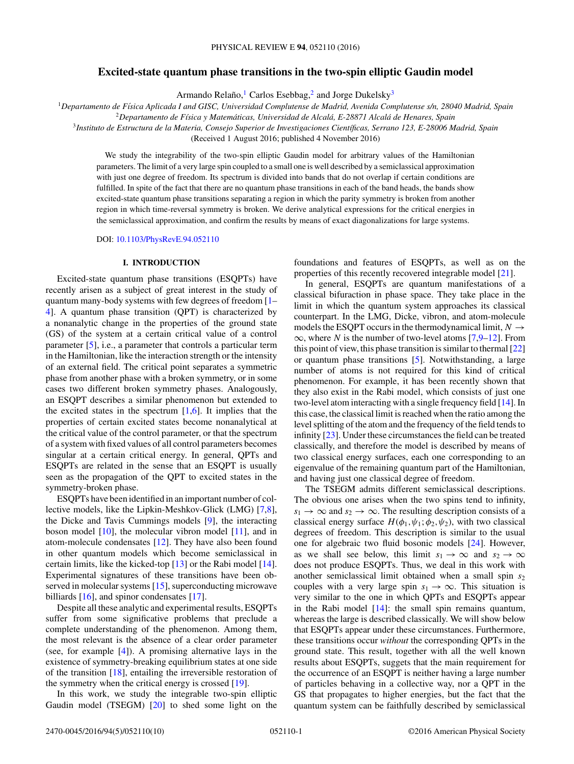# Excited-state quantum phase transitions in the two-spin elliptic Gaudin model

Armando Relaño,[1] Carlos Esebbag,[2] and Jorge Dukelsky[3]

[1]*Departamento de Física Aplicada I and GISC, Universidad Complutense de Madrid, Avenida Complutense s/n, 28040 Madrid, Spain*
[2]*Departamento de Física y Matemáticas, Universidad de Alcalá, E-28871 Alcalá de Henares, Spain*
[3]*Instituto de Estructura de la Materia, Consejo Superior de Investigaciones Científicas, Serrano 123, E-28006 Madrid, Spain*

(Received 1 August 2016; published 4 November 2016)

We study the integrability of the two-spin elliptic Gaudin model for arbitrary values of the Hamiltonian parameters. The limit of a very large spin coupled to a small one is well described by a semiclassical approximation with just one degree of freedom. Its spectrum is divided into bands that do not overlap if certain conditions are fulfilled. In spite of the fact that there are no quantum phase transitions in each of the band heads, the bands show excited-state quantum phase transitions separating a region in which the parity symmetry is broken from another region in which time-reversal symmetry is broken. We derive analytical expressions for the critical energies in the semiclassical approximation, and confirm the results by means of exact diagonalizations for large systems.

DOI: 10.1103/PhysRevE.94.052110

## I. INTRODUCTION

Excited-state quantum phase transitions (ESQPTs) have recently arisen as a subject of great interest in the study of quantum many-body systems with few degrees of freedom [1–4]. A quantum phase transition (QPT) is characterized by a nonanalytic change in the properties of the ground state (GS) of the system at a certain critical value of a control parameter [5], i.e., a parameter that controls a particular term in the Hamiltonian, like the interaction strength or the intensity of an external field. The critical point separates a symmetric phase from another phase with a broken symmetry, or in some cases two different broken symmetry phases. Analogously, an ESQPT describes a similar phenomenon but extended to the excited states in the spectrum [1,6]. It implies that the properties of certain excited states become nonanalytical at the critical value of the control parameter, or that the spectrum of a system with fixed values of all control parameters becomes singular at a certain critical energy. In general, QPTs and ESQPTs are related in the sense that an ESQPT is usually seen as the propagation of the QPT to excited states in the symmetry-broken phase.

ESQPTs have been identified in an important number of collective models, like the Lipkin-Meshkov-Glick (LMG) [7,8], the Dicke and Tavis Cummings models [9], the interacting boson model [10], the molecular vibron model [11], and in atom-molecule condensates [12]. They have also been found in other quantum models which become semiclassical in certain limits, like the kicked-top [13] or the Rabi model [14]. Experimental signatures of these transitions have been observed in molecular systems [15], superconducting microwave billiards [16], and spinor condensates [17].

Despite all these analytic and experimental results, ESQPTs suffer from some significative problems that preclude a complete understanding of the phenomenon. Among them, the most relevant is the absence of a clear order parameter (see, for example [4]). A promising alternative lays in the existence of symmetry-breaking equilibrium states at one side of the transition [18], entailing the irreversible restoration of the symmetry when the critical energy is crossed [19].

In this work, we study the integrable two-spin elliptic Gaudin model (TSEGM) [20] to shed some light on the foundations and features of ESQPTs, as well as on the properties of this recently recovered integrable model [21].

In general, ESQPTs are quantum manifestations of a classical bifurcation in phase space. They take place in the limit in which the quantum system approaches its classical counterpart. In the LMG, Dicke, vibron, and atom-molecule models the ESQPT occurs in the thermodynamical limit, $N \to \infty$, where $N$ is the number of two-level atoms [7,9–12]. From this point of view, this phase transition is similar to thermal [22] or quantum phase transitions [5]. Notwithstanding, a large number of atoms is not required for this kind of critical phenomenon. For example, it has been recently shown that they also exist in the Rabi model, which consists of just one two-level atom interacting with a single frequency field [14]. In this case, the classical limit is reached when the ratio among the level splitting of the atom and the frequency of the field tends to infinity [23]. Under these circumstances the field can be treated classically, and therefore the model is described by means of two classical energy surfaces, each one corresponding to an eigenvalue of the remaining quantum part of the Hamiltonian, and having just one classical degree of freedom.

The TSEGM admits different semiclassical descriptions. The obvious one arises when the two spins tend to infinity, $s_1 \to \infty$ and $s_2 \to \infty$. The resulting description consists of a classical energy surface $H(\phi_1,\psi_1;\phi_2,\psi_2)$, with two classical degrees of freedom. This description is similar to the usual one for algebraic two fluid bosonic models [24]. However, as we shall see below, this limit $s_1 \to \infty$ and $s_2 \to \infty$ does not produce ESQPTs. Thus, we deal in this work with another semiclassical limit obtained when a small spin $s_2$ couples with a very large spin $s_1 \to \infty$. This situation is very similar to the one in which QPTs and ESQPTs appear in the Rabi model [14]: the small spin remains quantum, whereas the large is described classically. We will show below that ESQPTs appear under these circumstances. Furthermore, these transitions occur *without* the corresponding QPTs in the ground state. This result, together with all the well known results about ESQPTs, suggests that the main requirement for the occurrence of an ESQPT is neither having a large number of particles behaving in a collective way, nor a QPT in the GS that propagates to higher energies, but the fact that the quantum system can be faithfully described by semiclassical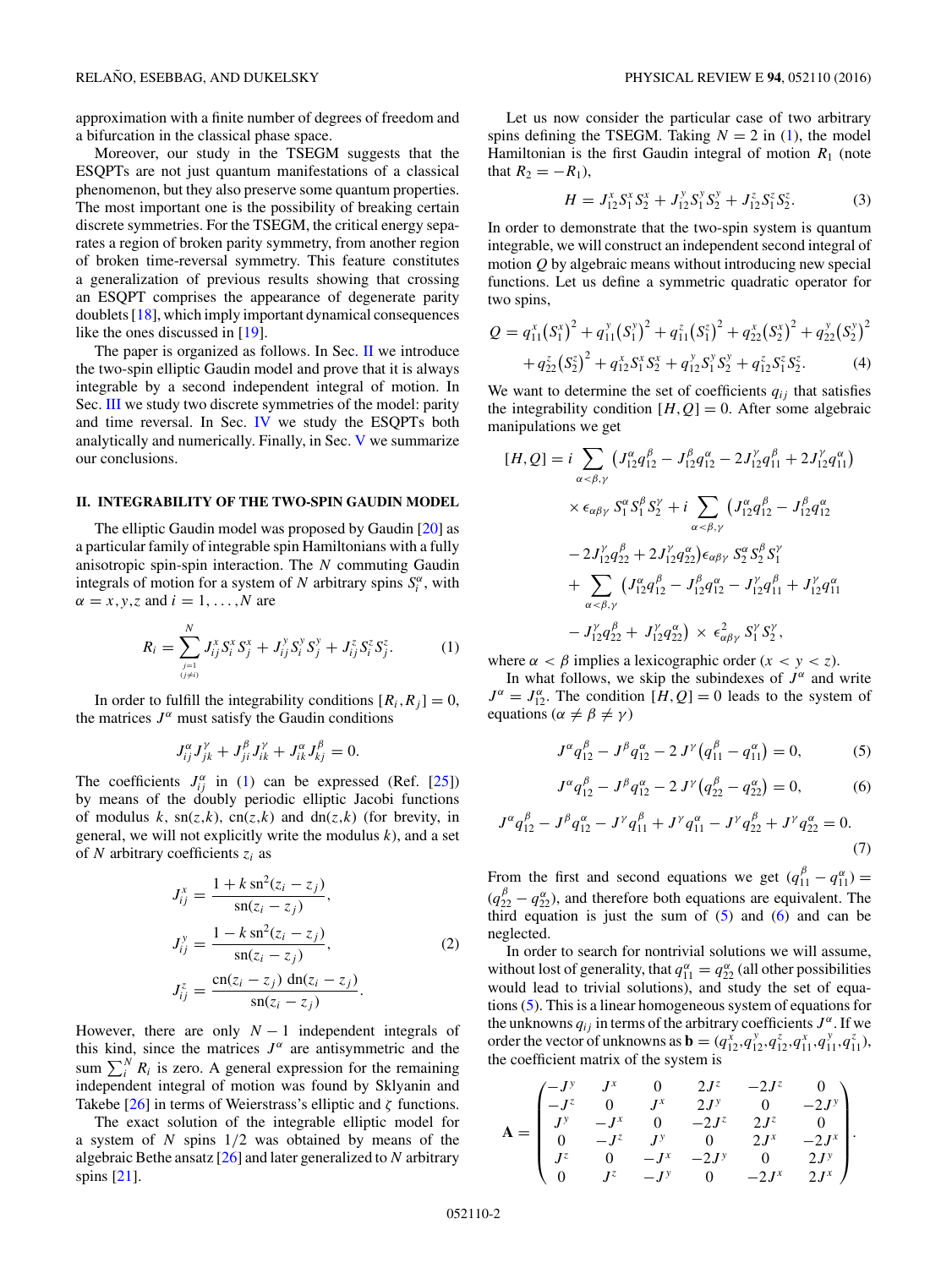approximation with a finite number of degrees of freedom and a bifurcation in the classical phase space.

Moreover, our study in the TSEGM suggests that the ESQPTs are not just quantum manifestations of a classical phenomenon, but they also preserve some quantum properties. The most important one is the possibility of breaking certain discrete symmetries. For the TSEGM, the critical energy separates a region of broken parity symmetry, from another region of broken time-reversal symmetry. This feature constitutes a generalization of previous results showing that crossing an ESQPT comprises the appearance of degenerate parity doublets [18], which imply important dynamical consequences like the ones discussed in [19].

The paper is organized as follows. In Sec. II we introduce the two-spin elliptic Gaudin model and prove that it is always integrable by a second independent integral of motion. In Sec. III we study two discrete symmetries of the model: parity and time reversal. In Sec. IV we study the ESQPTs both analytically and numerically. Finally, in Sec. V we summarize our conclusions.

## II. INTEGRABILITY OF THE TWO-SPIN GAUDIN MODEL

The elliptic Gaudin model was proposed by Gaudin [20] as a particular family of integrable spin Hamiltonians with a fully anisotropic spin-spin interaction. The $N$ commuting Gaudin integrals of motion for a system of $N$ arbitrary spins $S_i^\alpha$, with $\alpha = x,y,z$ and $i = 1,\ldots,N$ are

$$R_i = \sum_{\substack{j=1 \\ (j\neq i)}}^{N} J_{ij}^x S_i^x S_j^x + J_{ij}^y S_i^y S_j^y + J_{ij}^z S_i^z S_j^z. \tag{1}$$

In order to fulfill the integrability conditions $[R_i,R_j] = 0$, the matrices $J^\alpha$ must satisfy the Gaudin conditions

$$J_{ij}^\alpha J_{jk}^\gamma + J_{ji}^\beta J_{ik}^\gamma + J_{ik}^\alpha J_{kj}^\beta = 0.$$

The coefficients $J_{ij}^\alpha$ in (1) can be expressed (Ref. [25]) by means of the doubly periodic elliptic Jacobi functions of modulus $k$, $\mathrm{sn}(z,k)$, $\mathrm{cn}(z,k)$ and $\mathrm{dn}(z,k)$ (for brevity, in general, we will not explicitly write the modulus $k$), and a set of $N$ arbitrary coefficients $z_i$ as

$$\begin{aligned} J_{ij}^x &= \frac{1 + k\,\mathrm{sn}^2(z_i - z_j)}{\mathrm{sn}(z_i - z_j)}, \\ J_{ij}^y &= \frac{1 - k\,\mathrm{sn}^2(z_i - z_j)}{\mathrm{sn}(z_i - z_j)}, \\ J_{ij}^z &= \frac{\mathrm{cn}(z_i - z_j)\,\mathrm{dn}(z_i - z_j)}{\mathrm{sn}(z_i - z_j)}. \end{aligned} \tag{2}$$

However, there are only $N-1$ independent integrals of this kind, since the matrices $J^\alpha$ are antisymmetric and the sum $\sum_i^N R_i$ is zero. A general expression for the remaining independent integral of motion was found by Sklyanin and Takebe [26] in terms of Weierstrass's elliptic and $\zeta$ functions.

The exact solution of the integrable elliptic model for a system of $N$ spins 1/2 was obtained by means of the algebraic Bethe ansatz [26] and later generalized to $N$ arbitrary spins [21].

Let us now consider the particular case of two arbitrary spins defining the TSEGM. Taking $N = 2$ in (1), the model Hamiltonian is the first Gaudin integral of motion $R_1$ (note that $R_2 = -R_1$),

$$H = J_{12}^x S_1^x S_2^x + J_{12}^y S_1^y S_2^y + J_{12}^z S_1^z S_2^z. \tag{3}$$

In order to demonstrate that the two-spin system is quantum integrable, we will construct an independent second integral of motion $Q$ by algebraic means without introducing new special functions. Let us define a symmetric quadratic operator for two spins,

$$\begin{aligned} Q = {} & q_{11}^x (S_1^x)^2 + q_{11}^y (S_1^y)^2 + q_{11}^z (S_1^z)^2 + q_{22}^x (S_2^x)^2 + q_{22}^y (S_2^y)^2 \\ & + q_{22}^z (S_2^z)^2 + q_{12}^x S_1^x S_2^x + q_{12}^y S_1^y S_2^y + q_{12}^z S_1^z S_2^z. \end{aligned} \tag{4}$$

We want to determine the set of coefficients $q_{ij}$ that satisfies the integrability condition $[H,Q] = 0$. After some algebraic manipulations we get

$$\begin{aligned} [H,Q] = {} & i \sum_{\alpha<\beta,\gamma} \left( J_{12}^\alpha q_{12}^\beta - J_{12}^\beta q_{12}^\alpha - 2 J_{12}^\gamma q_{11}^\beta + 2 J_{12}^\gamma q_{11}^\alpha \right) \\ & \times \epsilon_{\alpha\beta\gamma}\, S_1^\alpha S_1^\beta S_2^\gamma + i \sum_{\alpha<\beta,\gamma} \big( J_{12}^\alpha q_{12}^\beta - J_{12}^\beta q_{12}^\alpha \\ & - 2 J_{12}^\gamma q_{22}^\beta + 2 J_{12}^\gamma q_{22}^\alpha \big) \epsilon_{\alpha\beta\gamma}\, S_2^\alpha S_2^\beta S_1^\gamma \\ & + \sum_{\alpha<\beta,\gamma} \big( J_{12}^\alpha q_{12}^\beta - J_{12}^\beta q_{12}^\alpha - J_{12}^\gamma q_{11}^\beta + J_{12}^\gamma q_{11}^\alpha \\ & - J_{12}^\gamma q_{22}^\beta + J_{12}^\gamma q_{22}^\alpha \big) \times \epsilon_{\alpha\beta\gamma}^2\, S_1^\gamma S_2^\gamma, \end{aligned}$$

where $\alpha < \beta$ implies a lexicographic order ($x < y < z$).

In what follows, we skip the subindexes of $J^\alpha$ and write $J^\alpha = J_{12}^\alpha$. The condition $[H,Q] = 0$ leads to the system of equations ($\alpha \neq \beta \neq \gamma$)

$$J^\alpha q_{12}^\beta - J^\beta q_{12}^\alpha - 2\,J^\gamma \left( q_{11}^\beta - q_{11}^\alpha \right) = 0, \tag{5}$$

$$J^\alpha q_{12}^\beta - J^\beta q_{12}^\alpha - 2\,J^\gamma \left( q_{22}^\beta - q_{22}^\alpha \right) = 0, \tag{6}$$

$$J^\alpha q_{12}^\beta - J^\beta q_{12}^\alpha - J^\gamma q_{11}^\beta + J^\gamma q_{11}^\alpha - J^\gamma q_{22}^\beta + J^\gamma q_{22}^\alpha = 0. \tag{7}$$

From the first and second equations we get $(q_{11}^\beta - q_{11}^\alpha) = (q_{22}^\beta - q_{22}^\alpha)$, and therefore both equations are equivalent. The third equation is just the sum of (5) and (6) and can be neglected.

In order to search for nontrivial solutions we will assume, without lost of generality, that $q_{11}^\alpha = q_{22}^\alpha$ (all other possibilities would lead to trivial solutions), and study the set of equations (5). This is a linear homogeneous system of equations for the unknowns $q_{ij}$ in terms of the arbitrary coefficients $J^\alpha$. If we order the vector of unknowns as $\mathbf{b} = (q_{12}^x, q_{12}^y, q_{12}^z, q_{11}^x, q_{11}^y, q_{11}^z)$, the coefficient matrix of the system is

$$\mathbf{A} = \begin{pmatrix} -J^y & J^x & 0 & 2J^z & -2J^z & 0 \\ -J^z & 0 & J^x & 2J^y & 0 & -2J^y \\ J^y & -J^x & 0 & -2J^z & 2J^z & 0 \\ 0 & -J^z & J^y & 0 & 2J^x & -2J^x \\ J^z & 0 & -J^x & -2J^y & 0 & 2J^y \\ 0 & J^z & -J^y & 0 & -2J^x & 2J^x \end{pmatrix}.$$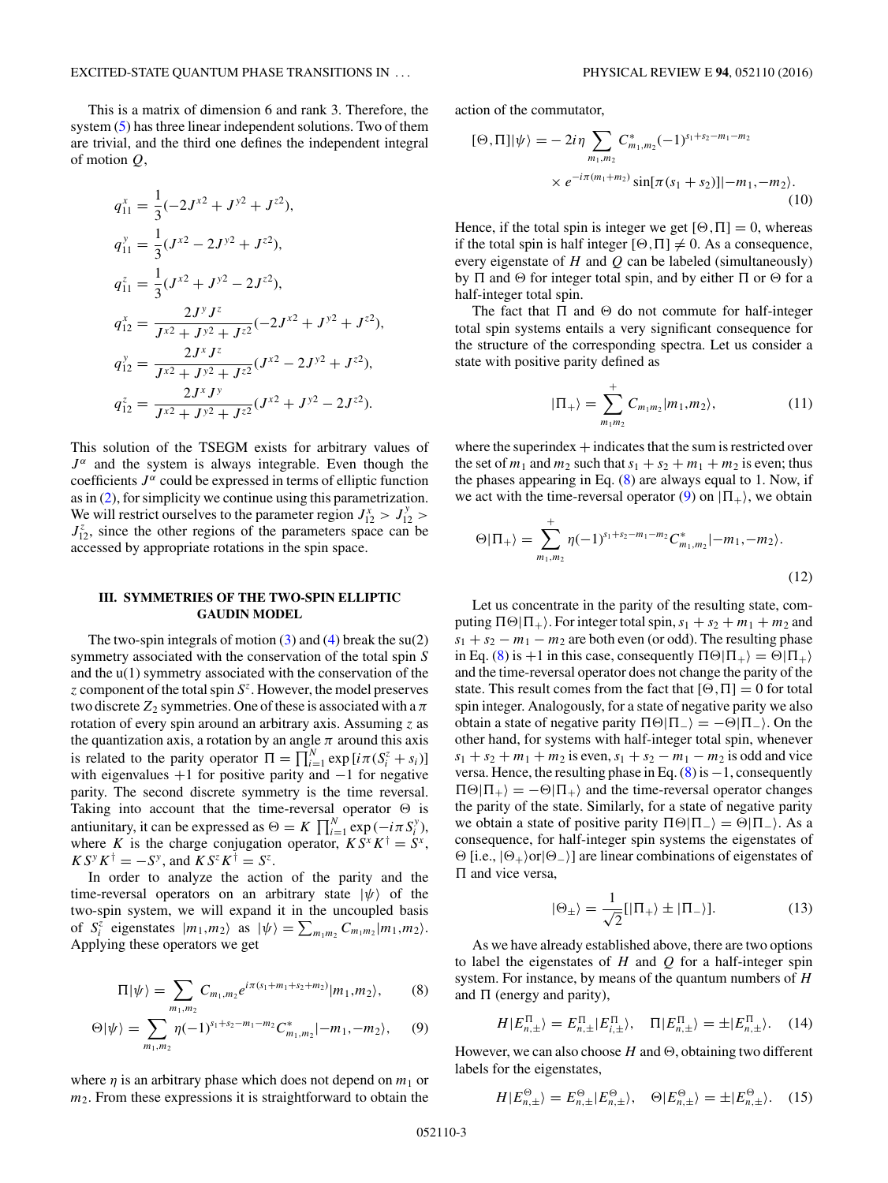This is a matrix of dimension 6 and rank 3. Therefore, the system (5) has three linear independent solutions. Two of them are trivial, and the third one defines the independent integral of motion $Q$,

$$q_{11}^{x} = \frac{1}{3}(-2J^{x2} + J^{y2} + J^{z2}),$$

$$q_{11}^{y} = \frac{1}{3}(J^{x2} - 2J^{y2} + J^{z2}),$$

$$q_{11}^{z} = \frac{1}{3}(J^{x2} + J^{y2} - 2J^{z2}),$$

$$q_{12}^{x} = \frac{2J^{y}J^{z}}{J^{x2} + J^{y2} + J^{z2}}(-2J^{x2} + J^{y2} + J^{z2}),$$

$$q_{12}^{y} = \frac{2J^{x}J^{z}}{J^{x2} + J^{y2} + J^{z2}}(J^{x2} - 2J^{y2} + J^{z2}),$$

$$q_{12}^{z} = \frac{2J^{x}J^{y}}{J^{x2} + J^{y2} + J^{z2}}(J^{x2} + J^{y2} - 2J^{z2}).$$

This solution of the TSEGM exists for arbitrary values of $J^{\alpha}$ and the system is always integrable. Even though the coefficients $J^{\alpha}$ could be expressed in terms of elliptic function as in (2), for simplicity we continue using this parametrization. We will restrict ourselves to the parameter region $J_{12}^{x} > J_{12}^{y} > J_{12}^{z}$, since the other regions of the parameters space can be accessed by appropriate rotations in the spin space.

### III. SYMMETRIES OF THE TWO-SPIN ELLIPTIC GAUDIN MODEL

The two-spin integrals of motion (3) and (4) break the su(2) symmetry associated with the conservation of the total spin $S$ and the u(1) symmetry associated with the conservation of the $z$ component of the total spin $S^{z}$. However, the model preserves two discrete $Z_2$ symmetries. One of these is associated with a $\pi$ rotation of every spin around an arbitrary axis. Assuming $z$ as the quantization axis, a rotation by an angle $\pi$ around this axis is related to the parity operator $\Pi = \prod_{i=1}^{N} \exp[i\pi(S_i^z + s_i)]$ with eigenvalues $+1$ for positive parity and $-1$ for negative parity. The second discrete symmetry is the time reversal. Taking into account that the time-reversal operator $\Theta$ is antiunitary, it can be expressed as $\Theta = K \prod_{i=1}^{N} \exp(-i\pi S_i^y)$, where $K$ is the charge conjugation operator, $K S^x K^{\dagger} = S^x$, $K S^y K^{\dagger} = -S^y$, and $K S^z K^{\dagger} = S^z$.

In order to analyze the action of the parity and the time-reversal operators on an arbitrary state $|\psi\rangle$ of the two-spin system, we will expand it in the uncoupled basis of $S_i^z$ eigenstates $|m_1,m_2\rangle$ as $|\psi\rangle = \sum_{m_1 m_2} C_{m_1 m_2}|m_1,m_2\rangle$. Applying these operators we get

$$\Pi|\psi\rangle = \sum_{m_1,m_2} C_{m_1,m_2} e^{i\pi(s_1+m_1+s_2+m_2)}|m_1,m_2\rangle, \tag{8}$$

$$\Theta|\psi\rangle = \sum_{m_1,m_2} \eta(-1)^{s_1+s_2-m_1-m_2} C_{m_1,m_2}^{*}|-m_1,-m_2\rangle, \tag{9}$$

where $\eta$ is an arbitrary phase which does not depend on $m_1$ or $m_2$. From these expressions it is straightforward to obtain the action of the commutator,

$$[\Theta,\Pi]|\psi\rangle = -2i\eta \sum_{m_1,m_2} C_{m_1,m_2}^{*}(-1)^{s_1+s_2-m_1-m_2} \times e^{-i\pi(m_1+m_2)} \sin[\pi(s_1+s_2)]|-m_1,-m_2\rangle. \tag{10}$$

Hence, if the total spin is integer we get $[\Theta,\Pi] = 0$, whereas if the total spin is half integer $[\Theta,\Pi] \neq 0$. As a consequence, every eigenstate of $H$ and $Q$ can be labeled (simultaneously) by $\Pi$ and $\Theta$ for integer total spin, and by either $\Pi$ or $\Theta$ for a half-integer total spin.

The fact that $\Pi$ and $\Theta$ do not commute for half-integer total spin systems entails a very significant consequence for the structure of the corresponding spectra. Let us consider a state with positive parity defined as

$$|\Pi_+\rangle = \sum_{m_1 m_2}^{+} C_{m_1 m_2}|m_1,m_2\rangle, \tag{11}$$

where the superindex $+$ indicates that the sum is restricted over the set of $m_1$ and $m_2$ such that $s_1 + s_2 + m_1 + m_2$ is even; thus the phases appearing in Eq. (8) are always equal to 1. Now, if we act with the time-reversal operator (9) on $|\Pi_+\rangle$, we obtain

$$\Theta|\Pi_+\rangle = \sum_{m_1,m_2}^{+} \eta(-1)^{s_1+s_2-m_1-m_2} C_{m_1,m_2}^{*}|-m_1,-m_2\rangle. \tag{12}$$

Let us concentrate in the parity of the resulting state, computing $\Pi\Theta|\Pi_+\rangle$. For integer total spin, $s_1 + s_2 + m_1 + m_2$ and $s_1 + s_2 - m_1 - m_2$ are both even (or odd). The resulting phase in Eq. (8) is $+1$ in this case, consequently $\Pi\Theta|\Pi_+\rangle = \Theta|\Pi_+\rangle$ and the time-reversal operator does not change the parity of the state. This result comes from the fact that $[\Theta,\Pi] = 0$ for total spin integer. Analogously, for a state of negative parity we also obtain a state of negative parity $\Pi\Theta|\Pi_-\rangle = -\Theta|\Pi_-\rangle$. On the other hand, for systems with half-integer total spin, whenever $s_1 + s_2 + m_1 + m_2$ is even, $s_1 + s_2 - m_1 - m_2$ is odd and vice versa. Hence, the resulting phase in Eq. (8) is $-1$, consequently $\Pi\Theta|\Pi_+\rangle = -\Theta|\Pi_+\rangle$ and the time-reversal operator changes the parity of the state. Similarly, for a state of negative parity we obtain a state of positive parity $\Pi\Theta|\Pi_-\rangle = \Theta|\Pi_-\rangle$. As a consequence, for half-integer spin systems the eigenstates of $\Theta$ [i.e., $|\Theta_+\rangle$or$|\Theta_-\rangle$] are linear combinations of eigenstates of $\Pi$ and vice versa,

$$|\Theta_{\pm}\rangle = \frac{1}{\sqrt{2}}[|\Pi_+\rangle \pm |\Pi_-\rangle]. \tag{13}$$

As we have already established above, there are two options to label the eigenstates of $H$ and $Q$ for a half-integer spin system. For instance, by means of the quantum numbers of $H$ and $\Pi$ (energy and parity),

$$H|E_{n,\pm}^{\Pi}\rangle = E_{n,\pm}^{\Pi}|E_{i,\pm}^{\Pi}\rangle, \quad \Pi|E_{n,\pm}^{\Pi}\rangle = \pm|E_{n,\pm}^{\Pi}\rangle. \tag{14}$$

However, we can also choose $H$ and $\Theta$, obtaining two different labels for the eigenstates,

$$H|E_{n,\pm}^{\Theta}\rangle = E_{n,\pm}^{\Theta}|E_{n,\pm}^{\Theta}\rangle, \quad \Theta|E_{n,\pm}^{\Theta}\rangle = \pm|E_{n,\pm}^{\Theta}\rangle. \tag{15}$$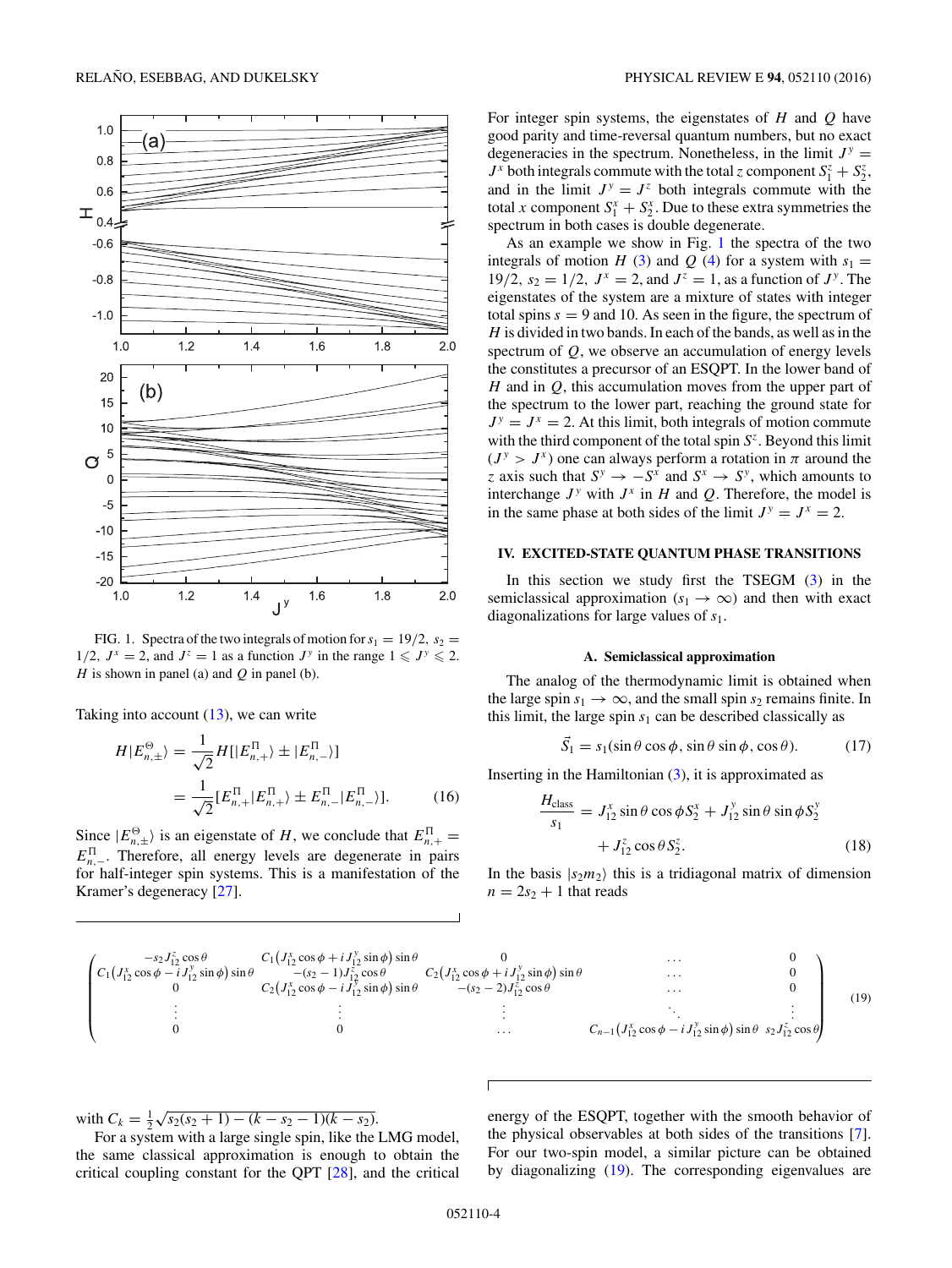FIG. 1. Spectra of the two integrals of motion for $s_1 = 19/2$, $s_2 = 1/2$, $J^x = 2$, and $J^z = 1$ as a function $J^y$ in the range $1 \leqslant J^y \leqslant 2$. $H$ is shown in panel (a) and $Q$ in panel (b).

Taking into account (13), we can write

$$H|E^{\Theta}_{n,\pm}\rangle = \frac{1}{\sqrt{2}} H[|E^{\Pi}_{n,+}\rangle \pm |E^{\Pi}_{n,-}\rangle] = \frac{1}{\sqrt{2}}[E^{\Pi}_{n,+}|E^{\Pi}_{n,+}\rangle \pm E^{\Pi}_{n,-}|E^{\Pi}_{n,-}\rangle]. \tag{16}$$

Since $|E^{\Theta}_{n,\pm}\rangle$ is an eigenstate of $H$, we conclude that $E^{\Pi}_{n,+} = E^{\Pi}_{n,-}$. Therefore, all energy levels are degenerate in pairs for half-integer spin systems. This is a manifestation of the Kramer's degeneracy [27].

For integer spin systems, the eigenstates of $H$ and $Q$ have good parity and time-reversal quantum numbers, but no exact degeneracies in the spectrum. Nonetheless, in the limit $J^y = J^x$ both integrals commute with the total $z$ component $S_1^z + S_2^z$, and in the limit $J^y = J^z$ both integrals commute with the total $x$ component $S_1^x + S_2^x$. Due to these extra symmetries the spectrum in both cases is double degenerate.

As an example we show in Fig. 1 the spectra of the two integrals of motion $H$ (3) and $Q$ (4) for a system with $s_1 = 19/2$, $s_2 = 1/2$, $J^x = 2$, and $J^z = 1$, as a function of $J^y$. The eigenstates of the system are a mixture of states with integer total spins $s = 9$ and 10. As seen in the figure, the spectrum of $H$ is divided in two bands. In each of the bands, as well as in the spectrum of $Q$, we observe an accumulation of energy levels the constitutes a precursor of an ESQPT. In the lower band of $H$ and in $Q$, this accumulation moves from the upper part of the spectrum to the lower part, reaching the ground state for $J^y = J^x = 2$. At this limit, both integrals of motion commute with the third component of the total spin $S^z$. Beyond this limit ($J^y > J^x$) one can always perform a rotation in $\pi$ around the $z$ axis such that $S^y \rightarrow -S^x$ and $S^x \rightarrow S^y$, which amounts to interchange $J^y$ with $J^x$ in $H$ and $Q$. Therefore, the model is in the same phase at both sides of the limit $J^y = J^x = 2$.

## IV. EXCITED-STATE QUANTUM PHASE TRANSITIONS

In this section we study first the TSEGM (3) in the semiclassical approximation ($s_1 \rightarrow \infty$) and then with exact diagonalizations for large values of $s_1$.

### A. Semiclassical approximation

The analog of the thermodynamic limit is obtained when the large spin $s_1 \rightarrow \infty$, and the small spin $s_2$ remains finite. In this limit, the large spin $s_1$ can be described classically as

$$\vec{S}_1 = s_1(\sin\theta\cos\phi, \sin\theta\sin\phi, \cos\theta). \tag{17}$$

Inserting in the Hamiltonian (3), it is approximated as

$$\frac{H_{\text{class}}}{s_1} = J^x_{12}\sin\theta\cos\phi S_2^x + J^y_{12}\sin\theta\sin\phi S_2^y + J^z_{12}\cos\theta S_2^z. \tag{18}$$

In the basis $|s_2 m_2\rangle$ this is a tridiagonal matrix of dimension $n = 2s_2 + 1$ that reads

$$\begin{pmatrix} -s_2 J^z_{12}\cos\theta & C_1(J^x_{12}\cos\phi + iJ^y_{12}\sin\phi)\sin\theta & 0 & \dots & 0 \\ C_1(J^x_{12}\cos\phi - iJ^y_{12}\sin\phi)\sin\theta & -(s_2-1)J^z_{12}\cos\theta & C_2(J^x_{12}\cos\phi + iJ^y_{12}\sin\phi)\sin\theta & \dots & 0 \\ 0 & C_2(J^x_{12}\cos\phi - iJ^y_{12}\sin\phi)\sin\theta & -(s_2-2)J^z_{12}\cos\theta & \dots & 0 \\ \vdots & \vdots & \vdots & \ddots & \vdots \\ 0 & 0 & \dots & C_{n-1}(J^x_{12}\cos\phi - iJ^y_{12}\sin\phi)\sin\theta & s_2 J^z_{12}\cos\theta \end{pmatrix} \tag{19}$$

with $C_k = \frac{1}{2}\sqrt{s_2(s_2+1) - (k - s_2 - 1)(k - s_2)}$.

For a system with a large single spin, like the LMG model, the same classical approximation is enough to obtain the critical coupling constant for the QPT [28], and the critical energy of the ESQPT, together with the smooth behavior of the physical observables at both sides of the transitions [7]. For our two-spin model, a similar picture can be obtained by diagonalizing (19). The corresponding eigenvalues are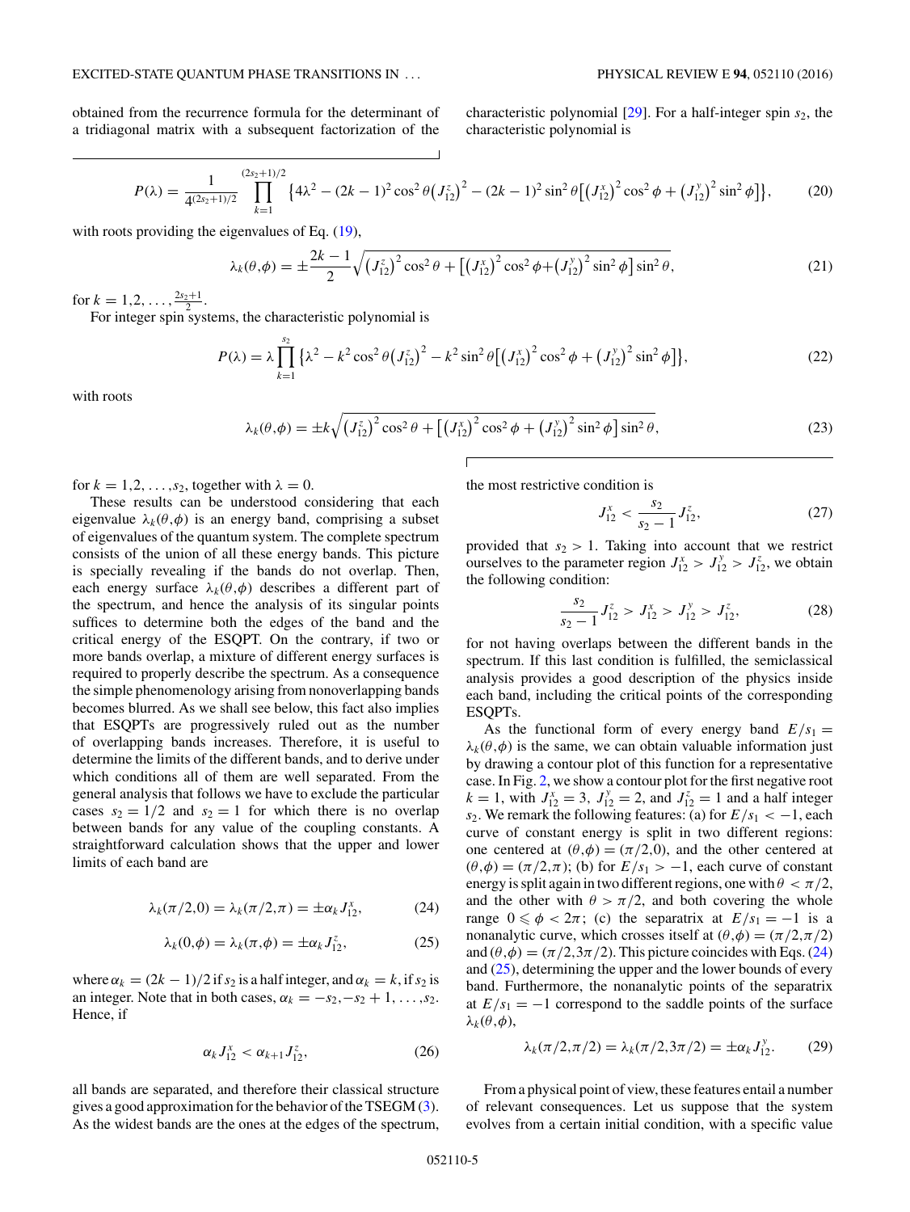obtained from the recurrence formula for the determinant of a tridiagonal matrix with a subsequent factorization of the characteristic polynomial [29]. For a half-integer spin $s_2$, the characteristic polynomial is

$$P(\lambda) = \frac{1}{4^{(2s_2+1)/2}} \prod_{k=1}^{(2s_2+1)/2} \left\{4\lambda^2 - (2k-1)^2 \cos^2\theta \left(J_{12}^z\right)^2 - (2k-1)^2 \sin^2\theta \left[\left(J_{12}^x\right)^2 \cos^2\phi + \left(J_{12}^y\right)^2 \sin^2\phi\right]\right\}, \tag{20}$$

with roots providing the eigenvalues of Eq. (19),

$$\lambda_k(\theta,\phi) = \pm\frac{2k-1}{2}\sqrt{\left(J_{12}^z\right)^2 \cos^2\theta + \left[\left(J_{12}^x\right)^2 \cos^2\phi + \left(J_{12}^y\right)^2 \sin^2\phi\right]\sin^2\theta}, \tag{21}$$

for $k = 1,2,\ldots,\frac{2s_2+1}{2}$.

For integer spin systems, the characteristic polynomial is

$$P(\lambda) = \lambda \prod_{k=1}^{s_2} \left\{\lambda^2 - k^2 \cos^2\theta \left(J_{12}^z\right)^2 - k^2 \sin^2\theta \left[\left(J_{12}^x\right)^2 \cos^2\phi + \left(J_{12}^y\right)^2 \sin^2\phi\right]\right\}, \tag{22}$$

with roots

$$\lambda_k(\theta,\phi) = \pm k\sqrt{\left(J_{12}^z\right)^2 \cos^2\theta + \left[\left(J_{12}^x\right)^2 \cos^2\phi + \left(J_{12}^y\right)^2 \sin^2\phi\right]\sin^2\theta}, \tag{23}$$

for $k = 1,2,\ldots,s_2$, together with $\lambda = 0$.

These results can be understood considering that each eigenvalue $\lambda_k(\theta,\phi)$ is an energy band, comprising a subset of eigenvalues of the quantum system. The complete spectrum consists of the union of all these energy bands. This picture is specially revealing if the bands do not overlap. Then, each energy surface $\lambda_k(\theta,\phi)$ describes a different part of the spectrum, and hence the analysis of its singular points suffices to determine both the edges of the band and the critical energy of the ESQPT. On the contrary, if two or more bands overlap, a mixture of different energy surfaces is required to properly describe the spectrum. As a consequence the simple phenomenology arising from nonoverlapping bands becomes blurred. As we shall see below, this fact also implies that ESQPTs are progressively ruled out as the number of overlapping bands increases. Therefore, it is useful to determine the limits of the different bands, and to derive under which conditions all of them are well separated. From the general analysis that follows we have to exclude the particular cases $s_2 = 1/2$ and $s_2 = 1$ for which there is no overlap between bands for any value of the coupling constants. A straightforward calculation shows that the upper and lower limits of each band are

$$\lambda_k(\pi/2,0) = \lambda_k(\pi/2,\pi) = \pm\alpha_k J_{12}^x, \tag{24}$$

$$\lambda_k(0,\phi) = \lambda_k(\pi,\phi) = \pm\alpha_k J_{12}^z, \tag{25}$$

where $\alpha_k = (2k-1)/2$ if $s_2$ is a half integer, and $\alpha_k = k$, if $s_2$ is an integer. Note that in both cases, $\alpha_k = -s_2, -s_2+1, \ldots, s_2$. Hence, if

$$\alpha_k J_{12}^x < \alpha_{k+1} J_{12}^z, \tag{26}$$

all bands are separated, and therefore their classical structure gives a good approximation for the behavior of the TSEGM (3). As the widest bands are the ones at the edges of the spectrum, the most restrictive condition is

$$J_{12}^x < \frac{s_2}{s_2-1} J_{12}^z, \tag{27}$$

provided that $s_2 > 1$. Taking into account that we restrict ourselves to the parameter region $J_{12}^x > J_{12}^y > J_{12}^z$, we obtain the following condition:

$$\frac{s_2}{s_2-1} J_{12}^z > J_{12}^x > J_{12}^y > J_{12}^z, \tag{28}$$

for not having overlaps between the different bands in the spectrum. If this last condition is fulfilled, the semiclassical analysis provides a good description of the physics inside each band, including the critical points of the corresponding ESQPTs.

As the functional form of every energy band $E/s_1 = \lambda_k(\theta,\phi)$ is the same, we can obtain valuable information just by drawing a contour plot of this function for a representative case. In Fig. 2, we show a contour plot for the first negative root $k = 1$, with $J_{12}^x = 3$, $J_{12}^y = 2$, and $J_{12}^z = 1$ and a half integer $s_2$. We remark the following features: (a) for $E/s_1 < -1$, each curve of constant energy is split in two different regions: one centered at $(\theta,\phi) = (\pi/2,0)$, and the other centered at $(\theta,\phi) = (\pi/2,\pi)$; (b) for $E/s_1 > -1$, each curve of constant energy is split again in two different regions, one with $\theta < \pi/2$, and the other with $\theta > \pi/2$, and both covering the whole range $0 \leqslant \phi < 2\pi$; (c) the separatrix at $E/s_1 = -1$ is a nonanalytic curve, which crosses itself at $(\theta,\phi) = (\pi/2,\pi/2)$ and $(\theta,\phi) = (\pi/2,3\pi/2)$. This picture coincides with Eqs. (24) and (25), determining the upper and the lower bounds of every band. Furthermore, the nonanalytic points of the separatrix at $E/s_1 = -1$ correspond to the saddle points of the surface $\lambda_k(\theta,\phi)$,

$$\lambda_k(\pi/2,\pi/2) = \lambda_k(\pi/2,3\pi/2) = \pm\alpha_k J_{12}^y. \tag{29}$$

From a physical point of view, these features entail a number of relevant consequences. Let us suppose that the system evolves from a certain initial condition, with a specific value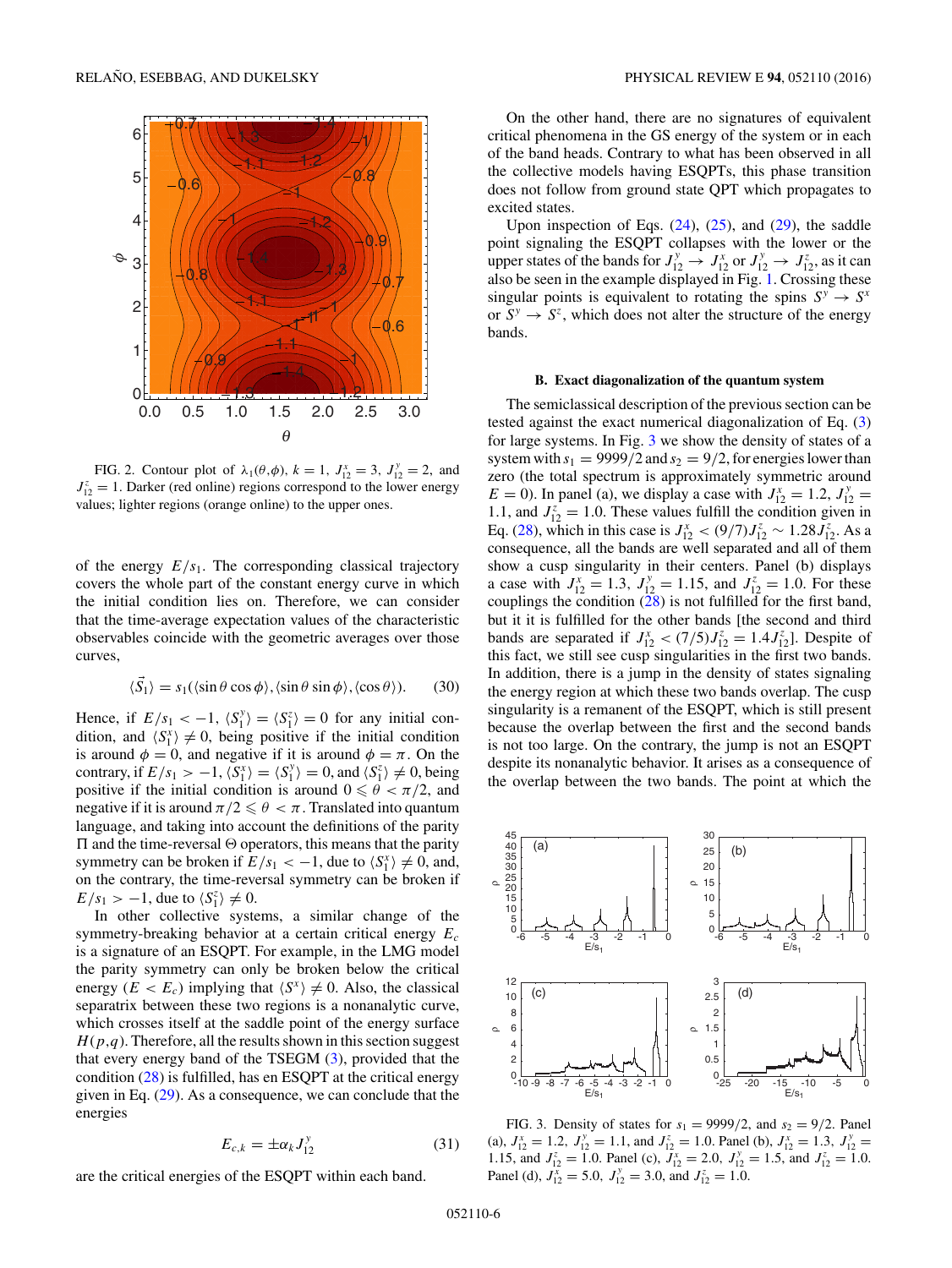FIG. 2. Contour plot of $\lambda_1(\theta,\phi)$, $k=1$, $J_{12}^x=3$, $J_{12}^y=2$, and $J_{12}^z=1$. Darker (red online) regions correspond to the lower energy values; lighter regions (orange online) to the upper ones.

of the energy $E/s_1$. The corresponding classical trajectory covers the whole part of the constant energy curve in which the initial condition lies on. Therefore, we can consider that the time-average expectation values of the characteristic observables coincide with the geometric averages over those curves,

$$\langle \vec{S}_1 \rangle = s_1(\langle \sin\theta\cos\phi\rangle, \langle \sin\theta \sin\phi\rangle, \langle\cos\theta\rangle). \quad (30)$$

Hence, if $E/s_1 < -1$, $\langle S_1^y\rangle = \langle S_1^z\rangle = 0$ for any initial condition, and $\langle S_1^x\rangle \neq 0$, being positive if the initial condition is around $\phi = 0$, and negative if it is around $\phi=\pi$. On the contrary, if $E/s_1 > -1$, $\langle S_1^x\rangle = \langle S_1^y \rangle = 0$, and $\langle S_1^z\rangle \neq 0$, being positive if the initial condition is around $0 \leqslant \theta < \pi/2$, and negative if it is around $\pi/2 \leqslant \theta < \pi$. Translated into quantum language, and taking into account the definitions of the parity $\Pi$ and the time-reversal $\Theta$ operators, this means that the parity symmetry can be broken if $E/s_1 < -1$, due to $\langle S_1^x \rangle \neq 0$, and, on the contrary, the time-reversal symmetry can be broken if $E/s_1 > -1$, due to $\langle S_1^z\rangle \neq 0$.

In other collective systems, a similar change of the symmetry-breaking behavior at a certain critical energy $E_c$ is a signature of an ESQPT. For example, in the LMG model the parity symmetry can only be broken below the critical energy ($E < E_c$) implying that $\langle S^x\rangle \neq 0$. Also, the classical separatrix between these two regions is a nonanalytic curve, which crosses itself at the saddle point of the energy surface $H(p,q)$. Therefore, all the results shown in this section suggest that every energy band of the TSEGM (3), provided that the condition (28) is fulfilled, has en ESQPT at the critical energy given in Eq. (29). As a consequence, we can conclude that the energies

$$E_{c,k} = \pm \alpha_k J_{12}^y \quad (31)$$

are the critical energies of the ESQPT within each band.

On the other hand, there are no signatures of equivalent critical phenomena in the GS energy of the system or in each of the band heads. Contrary to what has been observed in all the collective models having ESQPTs, this phase transition does not follow from ground state QPT which propagates to excited states.

Upon inspection of Eqs. (24), (25), and (29), the saddle point signaling the ESQPT collapses with the lower or the upper states of the bands for $J_{12}^y \to J_{12}^x$ or $J_{12}^y \to J_{12}^z$, as it can also be seen in the example displayed in Fig. 1. Crossing these singular points is equivalent to rotating the spins $S^y \to S^x$ or $S^y \to S^z$, which does not alter the structure of the energy bands.

### B. Exact diagonalization of the quantum system

The semiclassical description of the previous section can be tested against the exact numerical diagonalization of Eq. (3) for large systems. In Fig. 3 we show the density of states of a system with $s_1 = 9999/2$ and $s_2 = 9/2$, for energies lower than zero (the total spectrum is approximately symmetric around $E=0$). In panel (a), we display a case with $J_{12}^x = 1.2$, $J_{12}^y = 1.1$, and $J_{12}^z = 1.0$. These values fulfill the condition given in Eq. (28), which in this case is $J_{12}^x < (9/7)J_{12}^z \sim 1.28 J_{12}^z$. As a consequence, all the bands are well separated and all of them show a cusp singularity in their centers. Panel (b) displays a case with $J_{12}^x = 1.3$, $J_{12}^y = 1.15$, and $J_{12}^z = 1.0$. For these couplings the condition (28) is not fulfilled for the first band, but it it is fulfilled for the other bands [the second and third bands are separated if $J_{12}^x < (7/5)J_{12}^z = 1.4 J_{12}^z$]. Despite of this fact, we still see cusp singularities in the first two bands. In addition, there is a jump in the density of states signaling the energy region at which these two bands overlap. The cusp singularity is a remanent of the ESQPT, which is still present because the overlap between the first and the second bands is not too large. On the contrary, the jump is not an ESQPT despite its nonanalytic behavior. It arises as a consequence of the overlap between the two bands. The point at which the

FIG. 3. Density of states for $s_1 = 9999/2$, and $s_2 = 9/2$. Panel (a), $J_{12}^x = 1.2$, $J_{12}^y = 1.1$, and $J_{12}^z = 1.0$. Panel (b), $J_{12}^x = 1.3$, $J_{12}^y = 1.15$, and $J_{12}^z = 1.0$. Panel (c), $J_{12}^x = 2.0$, $J_{12}^y = 1.5$, and $J_{12}^z = 1.0$. Panel (d), $J_{12}^x = 5.0$, $J_{12}^y = 3.0$, and $J_{12}^z = 1.0$.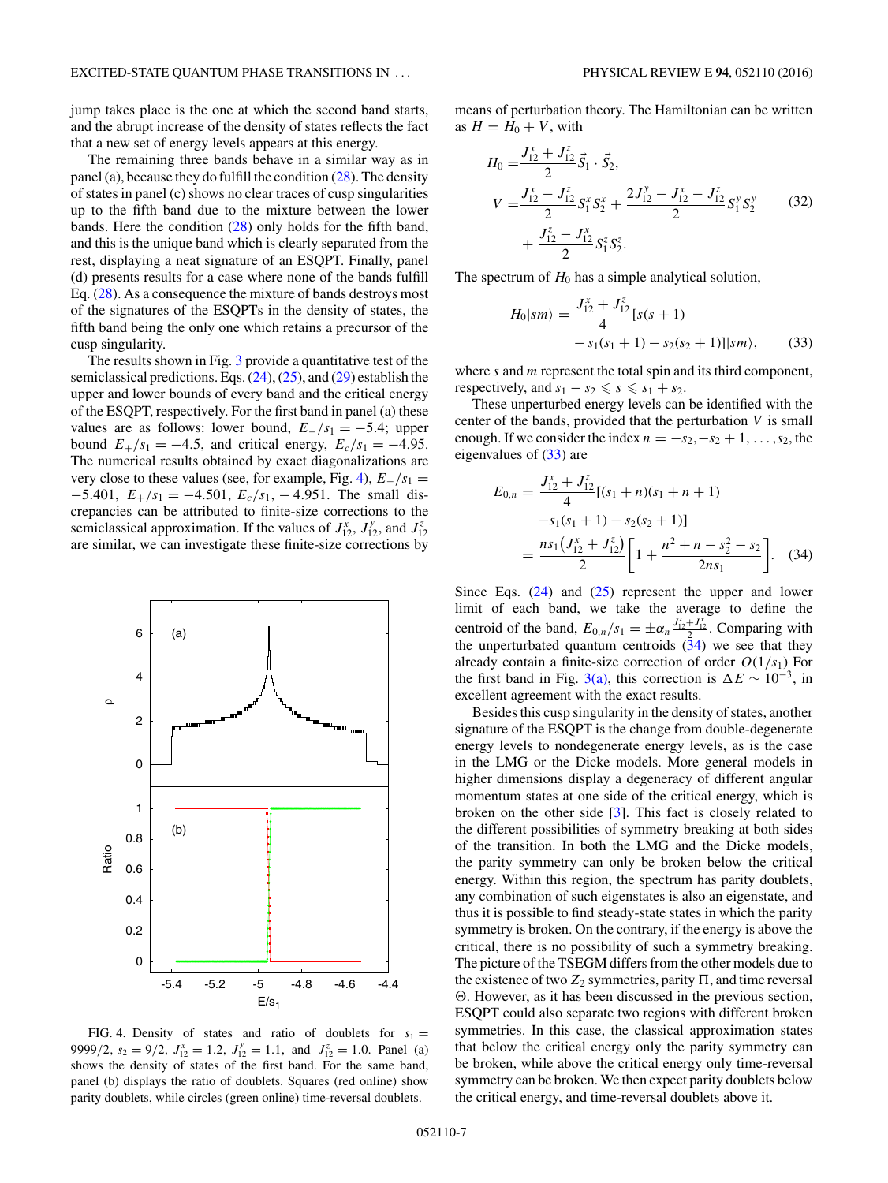jump takes place is the one at which the second band starts, and the abrupt increase of the density of states reflects the fact that a new set of energy levels appears at this energy.

The remaining three bands behave in a similar way as in panel (a), because they do fulfill the condition (28). The density of states in panel (c) shows no clear traces of cusp singularities up to the fifth band due to the mixture between the lower bands. Here the condition (28) only holds for the fifth band, and this is the unique band which is clearly separated from the rest, displaying a neat signature of an ESQPT. Finally, panel (d) presents results for a case where none of the bands fulfill Eq. (28). As a consequence the mixture of bands destroys most of the signatures of the ESQPTs in the density of states, the fifth band being the only one which retains a precursor of the cusp singularity.

The results shown in Fig. 3 provide a quantitative test of the semiclassical predictions. Eqs. (24), (25), and (29) establish the upper and lower bounds of every band and the critical energy of the ESQPT, respectively. For the first band in panel (a) these values are as follows: lower bound, $E_-/s_1 = -5.4$; upper bound $E_+/s_1 = -4.5$, and critical energy, $E_c/s_1 = -4.95$. The numerical results obtained by exact diagonalizations are very close to these values (see, for example, Fig. 4), $E_-/s_1 = -5.401$, $E_+/s_1 = -4.501$, $E_c/s_1, -4.951$. The small discrepancies can be attributed to finite-size corrections to the semiclassical approximation. If the values of $J_{12}^x$, $J_{12}^y$, and $J_{12}^z$ are similar, we can investigate these finite-size corrections by

FIG. 4. Density of states and ratio of doublets for $s_1 = 9999/2$, $s_2 = 9/2$, $J_{12}^x = 1.2$, $J_{12}^y = 1.1$, and $J_{12}^z = 1.0$. Panel (a) shows the density of states of the first band. For the same band, panel (b) displays the ratio of doublets. Squares (red online) show parity doublets, while circles (green online) time-reversal doublets.

means of perturbation theory. The Hamiltonian can be written as $H = H_0 + V$, with

$$
\begin{aligned}
H_0 =& \frac{J_{12}^x + J_{12}^z}{2} \vec{S}_1 \cdot \vec{S}_2, \\
V =& \frac{J_{12}^x - J_{12}^z}{2} S_1^x S_2^x + \frac{2J_{12}^y - J_{12}^x - J_{12}^z}{2} S_1^y S_2^y \\
&+ \frac{J_{12}^z - J_{12}^x}{2} S_1^z S_2^z.
\end{aligned}
\tag{32}
$$

The spectrum of $H_0$ has a simple analytical solution,

$$
\begin{aligned}
H_0 |sm\rangle = & \frac{J_{12}^x + J_{12}^z}{4} [s(s+1) \\
& - s_1(s_1+1) - s_2(s_2+1)] |sm\rangle,
\end{aligned}
\tag{33}
$$

where $s$ and $m$ represent the total spin and its third component, respectively, and $s_1 - s_2 \leqslant s \leqslant s_1 + s_2$.

These unperturbed energy levels can be identified with the center of the bands, provided that the perturbation $V$ is small enough. If we consider the index $n = -s_2, -s_2+1, \ldots, s_2$, the eigenvalues of (33) are

$$
\begin{aligned}
E_{0,n} =& \frac{J_{12}^x + J_{12}^z}{4} [(s_1+n)(s_1+n+1) \\
& - s_1(s_1+1) - s_2(s_2+1)] \\
=& \frac{n s_1 (J_{12}^x + J_{12}^z)}{2} \left[ 1 + \frac{n^2 + n - s_2^2 - s_2}{2 n s_1} \right].
\end{aligned}
\tag{34}
$$

Since Eqs. (24) and (25) represent the upper and lower limit of each band, we take the average to define the centroid of the band, $\overline{E_{0,n}}/s_1 = \pm \alpha_n \frac{J_{12}^z + J_{12}^x}{2}$. Comparing with the unperturbed quantum centroids (34) we see that they already contain a finite-size correction of order $O(1/s_1)$ For the first band in Fig. 3(a), this correction is $\Delta E \sim 10^{-3}$, in excellent agreement with the exact results.

Besides this cusp singularity in the density of states, another signature of the ESQPT is the change from double-degenerate energy levels to nondegenerate energy levels, as is the case in the LMG or the Dicke models. More general models in higher dimensions display a degeneracy of different angular momentum states at one side of the critical energy, which is broken on the other side [3]. This fact is closely related to the different possibilities of symmetry breaking at both sides of the transition. In both the LMG and the Dicke models, the parity symmetry can only be broken below the critical energy. Within this region, the spectrum has parity doublets, any combination of such eigenstates is also an eigenstate, and thus it is possible to find steady-state states in which the parity symmetry is broken. On the contrary, if the energy is above the critical, there is no possibility of such a symmetry breaking. The picture of the TSEGM differs from the other models due to the existence of two $Z_2$ symmetries, parity $\Pi$, and time reversal $\Theta$. However, as it has been discussed in the previous section, ESQPT could also separate two regions with different broken symmetries. In this case, the classical approximation states that below the critical energy only the parity symmetry can be broken, while above the critical energy only time-reversal symmetry can be broken. We then expect parity doublets below the critical energy, and time-reversal doublets above it.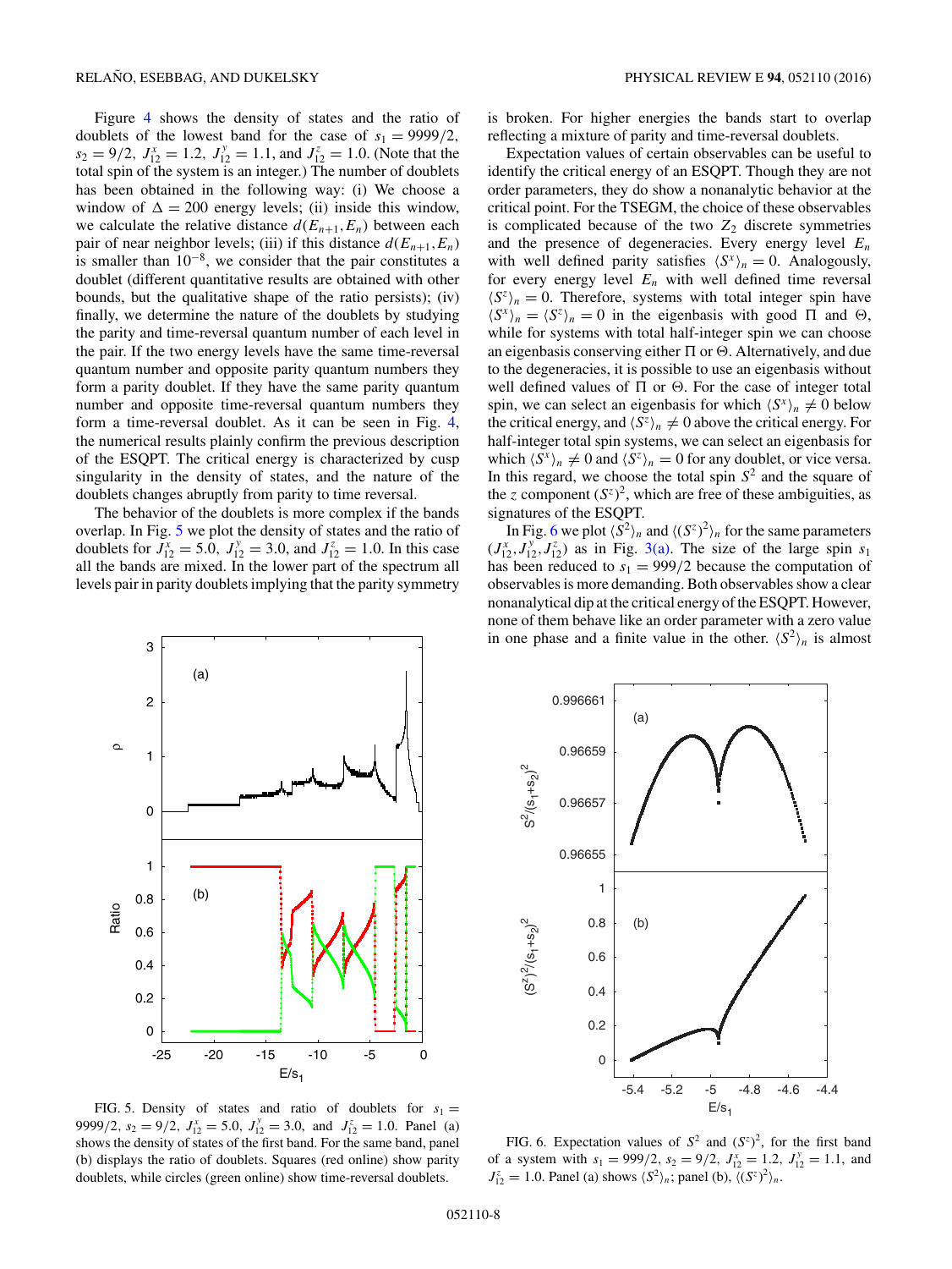Figure 4 shows the density of states and the ratio of doublets of the lowest band for the case of $s_1 = 9999/2$, $s_2 = 9/2$, $J_{12}^x = 1.2$, $J_{12}^y = 1.1$, and $J_{12}^z = 1.0$. (Note that the total spin of the system is an integer.) The number of doublets has been obtained in the following way: (i) We choose a window of $\Delta = 200$ energy levels; (ii) inside this window, we calculate the relative distance $d(E_{n+1}, E_n)$ between each pair of near neighbor levels; (iii) if this distance $d(E_{n+1}, E_n)$ is smaller than $10^{-8}$, we consider that the pair constitutes a doublet (different quantitative results are obtained with other bounds, but the qualitative shape of the ratio persists); (iv) finally, we determine the nature of the doublets by studying the parity and time-reversal quantum number of each level in the pair. If the two energy levels have the same time-reversal quantum number and opposite parity quantum numbers they form a parity doublet. If they have the same parity quantum number and opposite time-reversal quantum numbers they form a time-reversal doublet. As it can be seen in Fig. 4, the numerical results plainly confirm the previous description of the ESQPT. The critical energy is characterized by cusp singularity in the density of states, and the nature of the doublets changes abruptly from parity to time reversal.

The behavior of the doublets is more complex if the bands overlap. In Fig. 5 we plot the density of states and the ratio of doublets for $J_{12}^x = 5.0$, $J_{12}^y = 3.0$, and $J_{12}^z = 1.0$. In this case all the bands are mixed. In the lower part of the spectrum all levels pair in parity doublets implying that the parity symmetry is broken. For higher energies the bands start to overlap reflecting a mixture of parity and time-reversal doublets.

FIG. 5. Density of states and ratio of doublets for $s_1 = 9999/2$, $s_2 = 9/2$, $J_{12}^x = 5.0$, $J_{12}^y = 3.0$, and $J_{12}^z = 1.0$. Panel (a) shows the density of states of the first band. For the same band, panel (b) displays the ratio of doublets. Squares (red online) show parity doublets, while circles (green online) show time-reversal doublets.

Expectation values of certain observables can be useful to identify the critical energy of an ESQPT. Though they are not order parameters, they do show a nonanalytic behavior at the critical point. For the TSEGM, the choice of these observables is complicated because of the two $Z_2$ discrete symmetries and the presence of degeneracies. Every energy level $E_n$ with well defined parity satisfies $\langle S^x \rangle_n = 0$. Analogously, for every energy level $E_n$ with well defined time reversal $\langle S^z \rangle_n = 0$. Therefore, systems with total integer spin have $\langle S^x \rangle_n = \langle S^z \rangle_n = 0$ in the eigenbasis with good $\Pi$ and $\Theta$, while for systems with total half-integer spin we can choose an eigenbasis conserving either $\Pi$ or $\Theta$. Alternatively, and due to the degeneracies, it is possible to use an eigenbasis without well defined values of $\Pi$ or $\Theta$. For the case of integer total spin, we can select an eigenbasis for which $\langle S^x \rangle_n \neq 0$ below the critical energy, and $\langle S^z \rangle_n \neq 0$ above the critical energy. For half-integer total spin systems, we can select an eigenbasis for which $\langle S^x \rangle_n \neq 0$ and $\langle S^z \rangle_n = 0$ for any doublet, or vice versa. In this regard, we choose the total spin $S^2$ and the square of the $z$ component $(S^z)^2$, which are free of these ambiguities, as signatures of the ESQPT.

In Fig. 6 we plot $\langle S^2 \rangle_n$ and $\langle (S^z)^2 \rangle_n$ for the same parameters $(J_{12}^x, J_{12}^y, J_{12}^z)$ as in Fig. 3(a). The size of the large spin $s_1$ has been reduced to $s_1 = 999/2$ because the computation of observables is more demanding. Both observables show a clear nonanalytical dip at the critical energy of the ESQPT. However, none of them behave like an order parameter with a zero value in one phase and a finite value in the other. $\langle S^2 \rangle_n$ is almost

FIG. 6. Expectation values of $S^2$ and $(S^z)^2$, for the first band of a system with $s_1 = 999/2$, $s_2 = 9/2$, $J_{12}^x = 1.2$, $J_{12}^y = 1.1$, and $J_{12}^z = 1.0$. Panel (a) shows $\langle S^2 \rangle_n$; panel (b), $\langle (S^z)^2 \rangle_n$.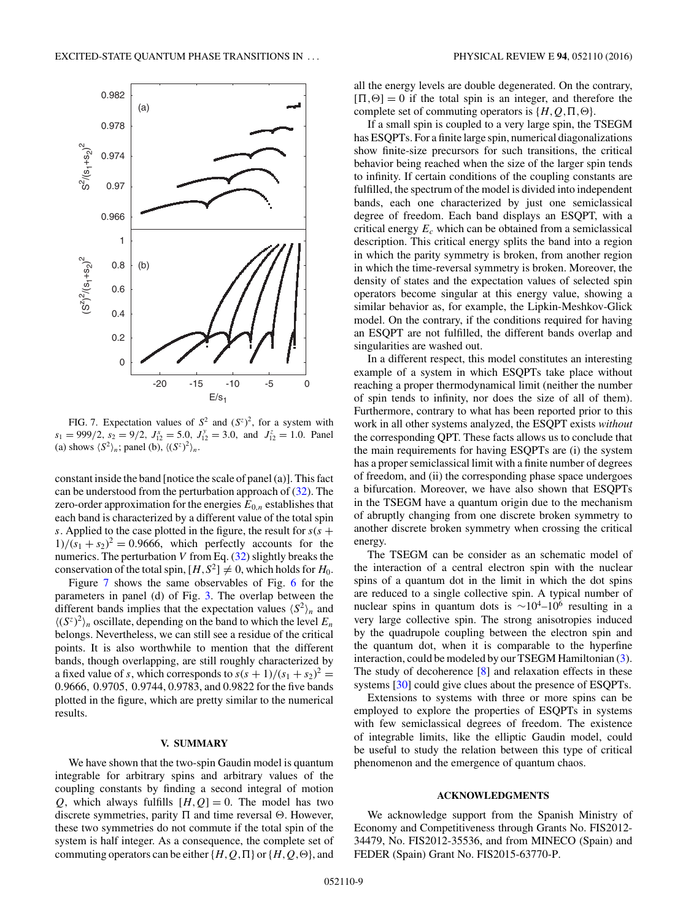FIG. 7. Expectation values of $S^2$ and $(S^z)^2$, for a system with $s_1 = 999/2$, $s_2 = 9/2$, $J_{12}^x = 5.0$, $J_{12}^y = 3.0$, and $J_{12}^z = 1.0$. Panel (a) shows $\langle S^2 \rangle_n$; panel (b), $\langle (S^z)^2 \rangle_n$.

constant inside the band [notice the scale of panel (a)]. This fact can be understood from the perturbation approach of (32). The zero-order approximation for the energies $E_{0,n}$ establishes that each band is characterized by a different value of the total spin $s$. Applied to the case plotted in the figure, the result for $s(s+1)/(s_1+s_2)^2 = 0.9666$, which perfectly accounts for the numerics. The perturbation $V$ from Eq. (32) slightly breaks the conservation of the total spin, $[H, S^2] \neq 0$, which holds for $H_0$.

Figure 7 shows the same observables of Fig. 6 for the parameters in panel (d) of Fig. 3. The overlap between the different bands implies that the expectation values $\langle S^2 \rangle_n$ and $\langle (S^z)^2 \rangle_n$ oscillate, depending on the band to which the level $E_n$ belongs. Nevertheless, we can still see a residue of the critical points. It is also worthwhile to mention that the different bands, though overlapping, are still roughly characterized by a fixed value of $s$, which corresponds to $s(s+1)/(s_1+s_2)^2 = 0.9666$, $0.9705$, $0.9744$, $0.9783$, and $0.9822$ for the five bands plotted in the figure, which are pretty similar to the numerical results.

## V. SUMMARY

We have shown that the two-spin Gaudin model is quantum integrable for arbitrary spins and arbitrary values of the coupling constants by finding a second integral of motion $Q$, which always fulfills $[H, Q] = 0$. The model has two discrete symmetries, parity $\Pi$ and time reversal $\Theta$. However, these two symmetries do not commute if the total spin of the system is half integer. As a consequence, the complete set of commuting operators can be either $\{H, Q, \Pi\}$ or $\{H, Q, \Theta\}$, and all the energy levels are double degenerated. On the contrary, $[\Pi, \Theta] = 0$ if the total spin is an integer, and therefore the complete set of commuting operators is $\{H, Q, \Pi, \Theta\}$.

If a small spin is coupled to a very large spin, the TSEGM has ESQPTs. For a finite large spin, numerical diagonalizations show finite-size precursors for such transitions, the critical behavior being reached when the size of the larger spin tends to infinity. If certain conditions of the coupling constants are fulfilled, the spectrum of the model is divided into independent bands, each one characterized by just one semiclassical degree of freedom. Each band displays an ESQPT, with a critical energy $E_c$ which can be obtained from a semiclassical description. This critical energy splits the band into a region in which the parity symmetry is broken, from another region in which the time-reversal symmetry is broken. Moreover, the density of states and the expectation values of selected spin operators become singular at this energy value, showing a similar behavior as, for example, the Lipkin-Meshkov-Glick model. On the contrary, if the conditions required for having an ESQPT are not fulfilled, the different bands overlap and singularities are washed out.

In a different respect, this model constitutes an interesting example of a system in which ESQPTs take place without reaching a proper thermodynamical limit (neither the number of spin tends to infinity, nor does the size of all of them). Furthermore, contrary to what has been reported prior to this work in all other systems analyzed, the ESQPT exists *without* the corresponding QPT. These facts allows us to conclude that the main requirements for having ESQPTs are (i) the system has a proper semiclassical limit with a finite number of degrees of freedom, and (ii) the corresponding phase space undergoes a bifurcation. Moreover, we have also shown that ESQPTs in the TSEGM have a quantum origin due to the mechanism of abruptly changing from one discrete broken symmetry to another discrete broken symmetry when crossing the critical energy.

The TSEGM can be consider as an schematic model of the interaction of a central electron spin with the nuclear spins of a quantum dot in the limit in which the dot spins are reduced to a single collective spin. A typical number of nuclear spins in quantum dots is $\sim 10^4$–$10^6$ resulting in a very large collective spin. The strong anisotropies induced by the quadrupole coupling between the electron spin and the quantum dot, when it is comparable to the hyperfine interaction, could be modeled by our TSEGM Hamiltonian (3). The study of decoherence [8] and relaxation effects in these systems [30] could give clues about the presence of ESQPTs.

Extensions to systems with three or more spins can be employed to explore the properties of ESQPTs in systems with few semiclassical degrees of freedom. The existence of integrable limits, like the elliptic Gaudin model, could be useful to study the relation between this type of critical phenomenon and the emergence of quantum chaos.

## ACKNOWLEDGMENTS

We acknowledge support from the Spanish Ministry of Economy and Competitiveness through Grants No. FIS2012-34479, No. FIS2012-35536, and from MINECO (Spain) and FEDER (Spain) Grant No. FIS2015-63770-P.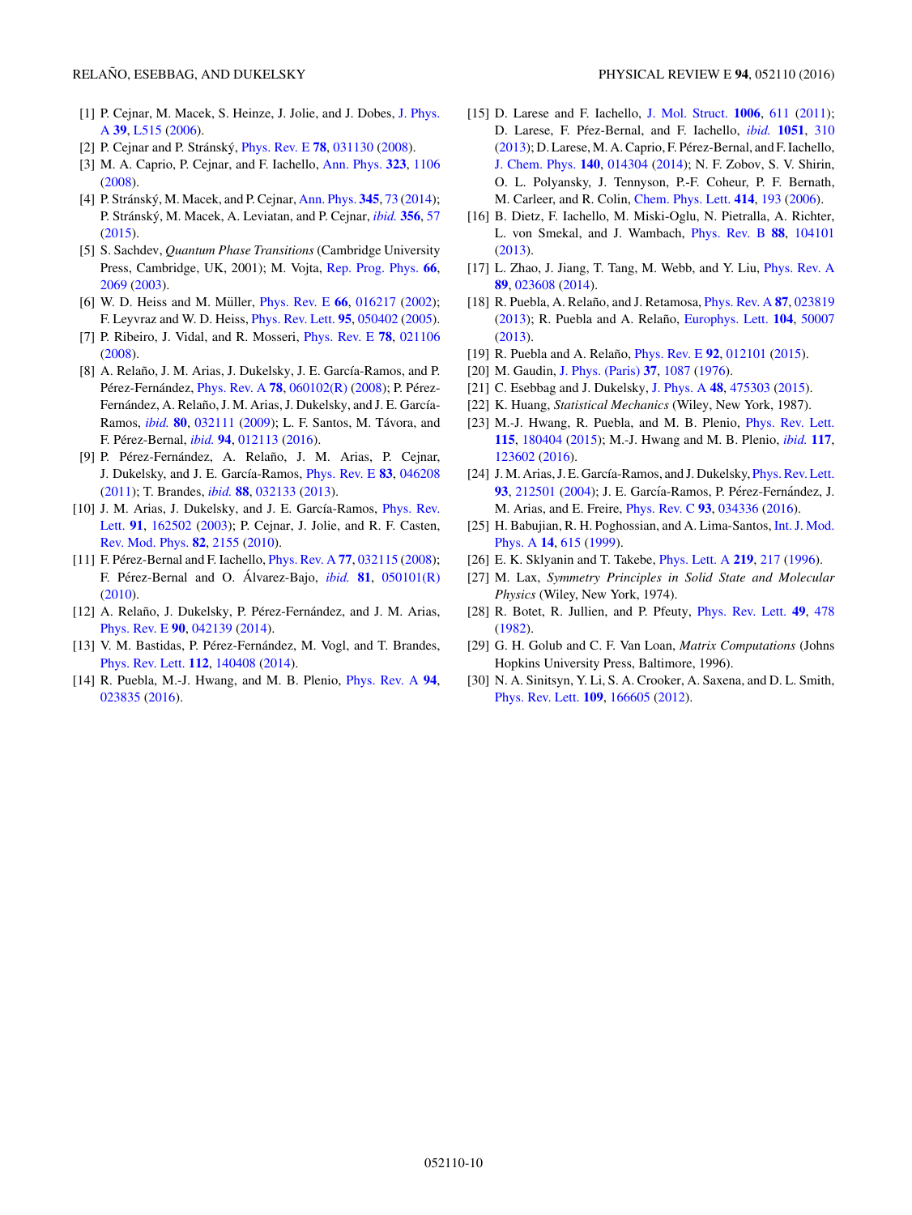[1] P. Cejnar, M. Macek, S. Heinze, J. Jolie, and J. Dobes, J. Phys. A **39**, L515 (2006).

[2] P. Cejnar and P. Stránský, Phys. Rev. E **78**, 031130 (2008).

[3] M. A. Caprio, P. Cejnar, and F. Iachello, Ann. Phys. **323**, 1106 (2008).

[4] P. Stránský, M. Macek, and P. Cejnar, Ann. Phys. **345**, 73 (2014); P. Stránský, M. Macek, A. Leviatan, and P. Cejnar, *ibid.* **356**, 57 (2015).

[5] S. Sachdev, *Quantum Phase Transitions* (Cambridge University Press, Cambridge, UK, 2001); M. Vojta, Rep. Prog. Phys. **66**, 2069 (2003).

[6] W. D. Heiss and M. Müller, Phys. Rev. E **66**, 016217 (2002); F. Leyvraz and W. D. Heiss, Phys. Rev. Lett. **95**, 050402 (2005).

[7] P. Ribeiro, J. Vidal, and R. Mosseri, Phys. Rev. E **78**, 021106 (2008).

[8] A. Relaño, J. M. Arias, J. Dukelsky, J. E. García-Ramos, and P. Pérez-Fernández, Phys. Rev. A **78**, 060102(R) (2008); P. Pérez-Fernández, A. Relaño, J. M. Arias, J. Dukelsky, and J. E. García-Ramos, *ibid.* **80**, 032111 (2009); L. F. Santos, M. Távora, and F. Pérez-Bernal, *ibid.* **94**, 012113 (2016).

[9] P. Pérez-Fernández, A. Relaño, J. M. Arias, P. Cejnar, J. Dukelsky, and J. E. García-Ramos, Phys. Rev. E **83**, 046208 (2011); T. Brandes, *ibid.* **88**, 032133 (2013).

[10] J. M. Arias, J. Dukelsky, and J. E. García-Ramos, Phys. Rev. Lett. **91**, 162502 (2003); P. Cejnar, J. Jolie, and R. F. Casten, Rev. Mod. Phys. **82**, 2155 (2010).

[11] F. Pérez-Bernal and F. Iachello, Phys. Rev. A **77**, 032115 (2008); F. Pérez-Bernal and O. Álvarez-Bajo, *ibid.* **81**, 050101(R) (2010).

[12] A. Relaño, J. Dukelsky, P. Pérez-Fernández, and J. M. Arias, Phys. Rev. E **90**, 042139 (2014).

[13] V. M. Bastidas, P. Pérez-Fernández, M. Vogl, and T. Brandes, Phys. Rev. Lett. **112**, 140408 (2014).

[14] R. Puebla, M.-J. Hwang, and M. B. Plenio, Phys. Rev. A **94**, 023835 (2016).

[15] D. Larese and F. Iachello, J. Mol. Struct. **1006**, 611 (2011); D. Larese, F. Pérez-Bernal, and F. Iachello, *ibid.* **1051**, 310 (2013); D. Larese, M. A. Caprio, F. Pérez-Bernal, and F. Iachello, J. Chem. Phys. **140**, 014304 (2014); N. F. Zobov, S. V. Shirin, O. L. Polyansky, J. Tennyson, P.-F. Coheur, P. F. Bernath, M. Carleer, and R. Colin, Chem. Phys. Lett. **414**, 193 (2006).

[16] B. Dietz, F. Iachello, M. Miski-Oglu, N. Pietralla, A. Richter, L. von Smekal, and J. Wambach, Phys. Rev. B **88**, 104101 (2013).

[17] L. Zhao, J. Jiang, T. Tang, M. Webb, and Y. Liu, Phys. Rev. A **89**, 023608 (2014).

[18] R. Puebla, A. Relaño, and J. Retamosa, Phys. Rev. A **87**, 023819 (2013); R. Puebla and A. Relaño, Europhys. Lett. **104**, 50007 (2013).

[19] R. Puebla and A. Relaño, Phys. Rev. E **92**, 012101 (2015).

[20] M. Gaudin, J. Phys. (Paris) **37**, 1087 (1976).

[21] C. Esebbag and J. Dukelsky, J. Phys. A **48**, 475303 (2015).

[22] K. Huang, *Statistical Mechanics* (Wiley, New York, 1987).

[23] M.-J. Hwang, R. Puebla, and M. B. Plenio, Phys. Rev. Lett. **115**, 180404 (2015); M.-J. Hwang and M. B. Plenio, *ibid.* **117**, 123602 (2016).

[24] J. M. Arias, J. E. García-Ramos, and J. Dukelsky, Phys. Rev. Lett. **93**, 212501 (2004); J. E. García-Ramos, P. Pérez-Fernández, J. M. Arias, and E. Freire, Phys. Rev. C **93**, 034336 (2016).

[25] H. Babujian, R. H. Poghossian, and A. Lima-Santos, Int. J. Mod. Phys. A **14**, 615 (1999).

[26] E. K. Sklyanin and T. Takebe, Phys. Lett. A **219**, 217 (1996).

[27] M. Lax, *Symmetry Principles in Solid State and Molecular Physics* (Wiley, New York, 1974).

[28] R. Botet, R. Jullien, and P. Pfeuty, Phys. Rev. Lett. **49**, 478 (1982).

[29] G. H. Golub and C. F. Van Loan, *Matrix Computations* (Johns Hopkins University Press, Baltimore, 1996).

[30] N. A. Sinitsyn, Y. Li, S. A. Crooker, A. Saxena, and D. L. Smith, Phys. Rev. Lett. **109**, 166605 (2012).